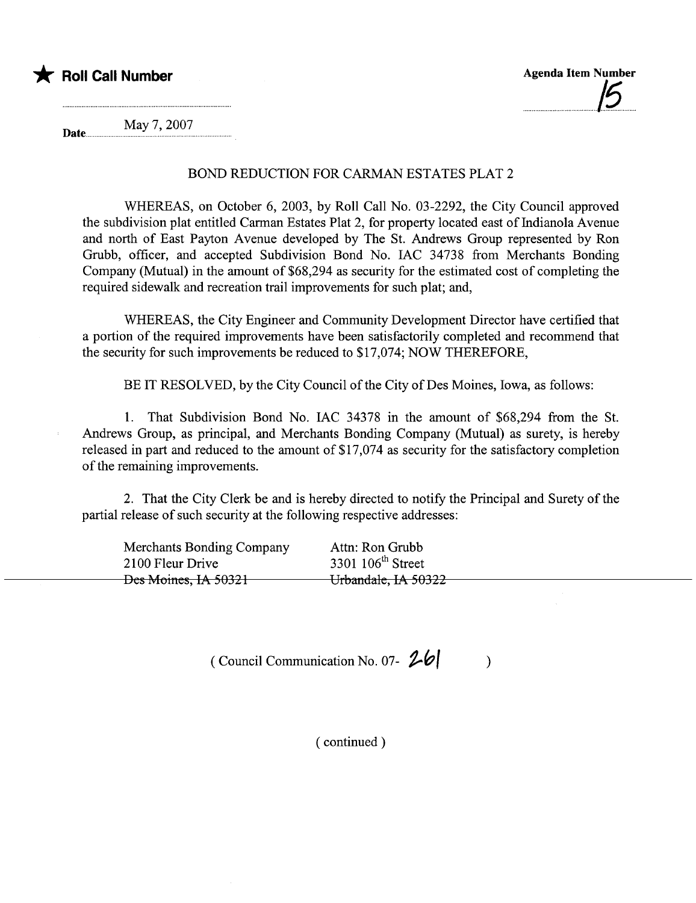★ **Roll Call Number**

**Agenda Item Number**
15

**Date** May 7, 2007

BOND REDUCTION FOR CARMAN ESTATES PLAT 2

WHEREAS, on October 6, 2003, by Roll Call No. 03-2292, the City Council approved the subdivision plat entitled Carman Estates Plat 2, for property located east of Indianola Avenue and north of East Payton Avenue developed by The St. Andrews Group represented by Ron Grubb, officer, and accepted Subdivision Bond No. IAC 34738 from Merchants Bonding Company (Mutual) in the amount of $68,294 as security for the estimated cost of completing the required sidewalk and recreation trail improvements for such plat; and,

WHEREAS, the City Engineer and Community Development Director have certified that a portion of the required improvements have been satisfactorily completed and recommend that the security for such improvements be reduced to $17,074; NOW THEREFORE,

BE IT RESOLVED, by the City Council of the City of Des Moines, Iowa, as follows:

1. That Subdivision Bond No. IAC 34378 in the amount of $68,294 from the St. Andrews Group, as principal, and Merchants Bonding Company (Mutual) as surety, is hereby released in part and reduced to the amount of $17,074 as security for the satisfactory completion of the remaining improvements.

2. That the City Clerk be and is hereby directed to notify the Principal and Surety of the partial release of such security at the following respective addresses:

| Merchants Bonding Company | Attn: Ron Grubb |
|---|---|
| 2100 Fleur Drive | 3301 106th Street |
| Des Moines, IA 50321 | Urbandale, IA 50322 |

( Council Communication No. 07- 261 )

( continued )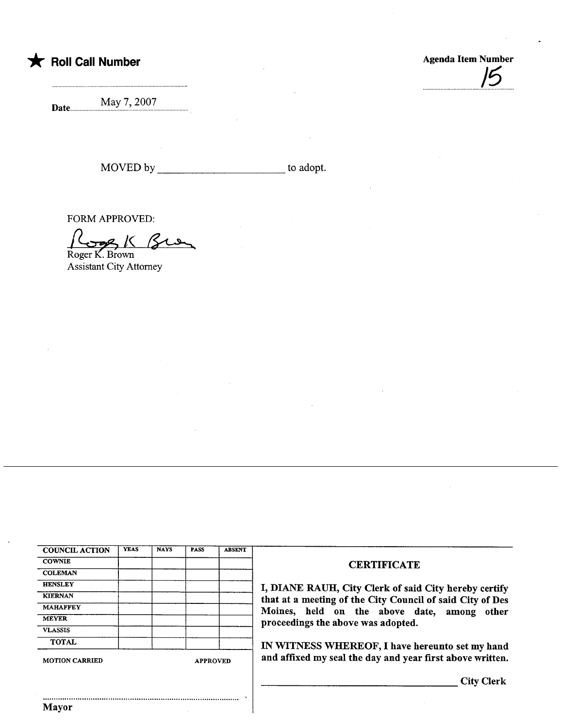★ **Roll Call Number**

**Agenda Item Number**

15

Date May 7, 2007

MOVED by ______________________ to adopt.

FORM APPROVED:

Roger K. Brown

Roger K. Brown
Assistant City Attorney

| COUNCIL ACTION | YEAS | NAYS | PASS | ABSENT |
|---|---|---|---|---|
| COWNIE | | | | |
| COLEMAN | | | | |
| HENSLEY | | | | |
| KIERNAN | | | | |
| MAHAFFEY | | | | |
| MEYER | | | | |
| VLASSIS | | | | |
| TOTAL | | | | |

MOTION CARRIED APPROVED

..........................................................................................

Mayor

**CERTIFICATE**

**I, DIANE RAUH, City Clerk of said City hereby certify that at a meeting of the City Council of said City of Des Moines, held on the above date, among other proceedings the above was adopted.**

**IN WITNESS WHEREOF, I have hereunto set my hand and affixed my seal the day and year first above written.**

__________________________________ **City Clerk**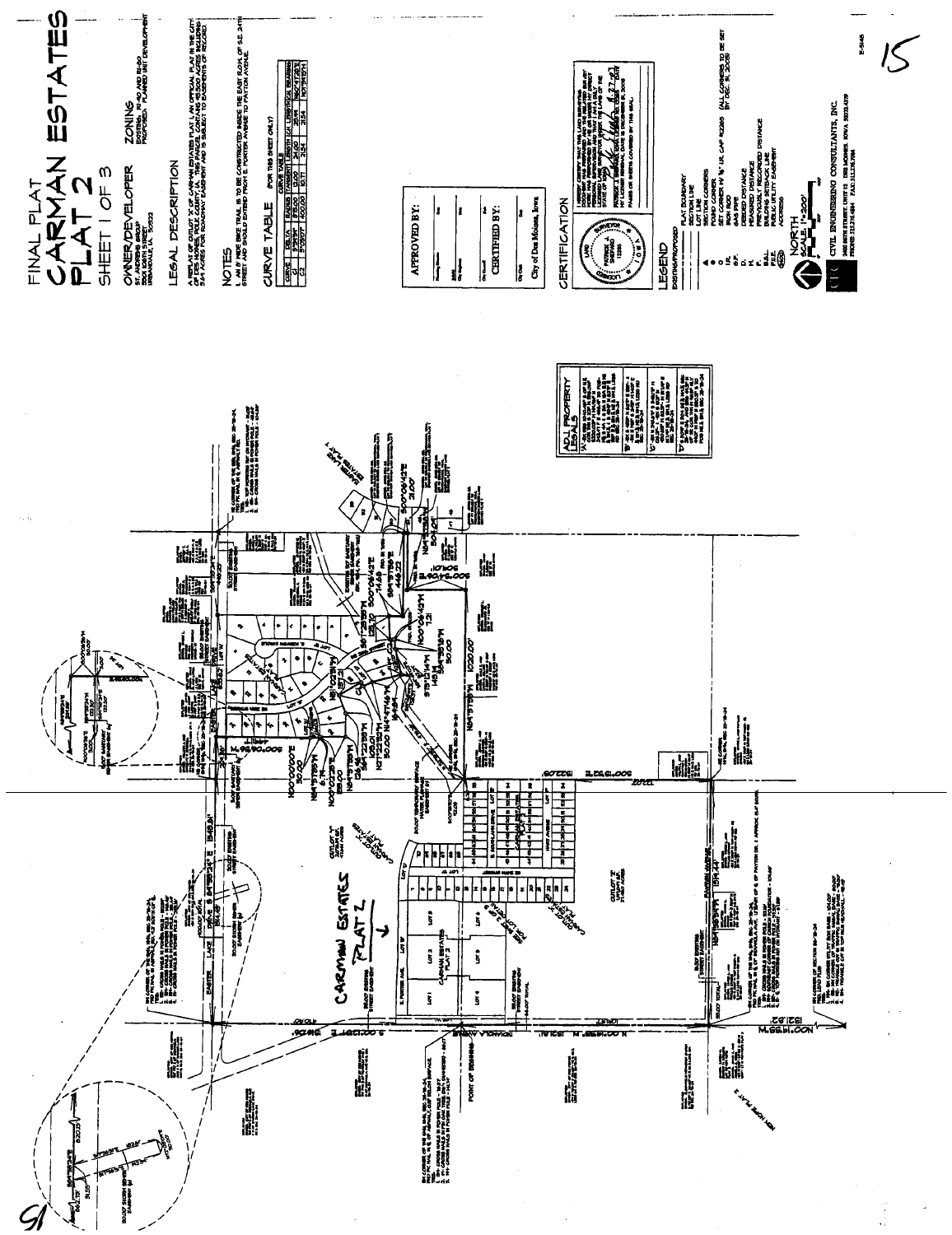# FINAL PLAT CARMAN ESTATES PLAT 2

SHEET 1 OF 3

## OWNER/DEVELOPER

ST. ANDREWS GROUP
5501 106TH STREET
URBANDALE, IA 50322

## ZONING

EXISTING: R1-60 AND R2-60
PROPOSED: PLANNED UNIT DEVELOPMENT

## LEGAL DESCRIPTION

A REPLAT OF OUTLOT 'X' OF CARMAN ESTATES PLAT 1, AN OFFICIAL PLAT IN THE CITY OF DES MOINES, POLK COUNTY, IOWA. THIS PARCEL CONTAINS 45.500 ACRES INCLUDING 5.61 ACRES FOR ROADWAY EASEMENT AND IS SUBJECT TO EASEMENTS OF RECORD.

## NOTES

1. AN 8' WIDE BIKE TRAIL IS TO BE CONSTRUCTED INSIDE THE EAST R.O.W. OF S.E. 24TH STREET AND SHOULD EXTEND FROM E. PORTER AVENUE TO PAYTON AVENUE.

## CURVE TABLE (FOR THIS SHEET ONLY)

| CURVE | DELTA | RADIUS | TANGENT | LENGTH | C.L. LENGTH | C.L. BEARING |
|---|---|---|---|---|---|---|
| C1 | 3°05'34" | 875.00 | 12.00 | 24.00 | 23.94 | N80°47'23"E |
| C2 | 3°05'07" | 400.00 | 10.77 | 21.54 | 21.54 | N01°55'10"W |

**APPROVED BY:**

Planning Director — Date

Public Works Director — Date

**CERTIFIED BY:**

City Clerk — Date

City of Des Moines, Iowa

## CERTIFICATION

I HEREBY CERTIFY THAT THIS LAND SURVEYING DOCUMENT WAS PREPARED AND THE RELATED SURVEY WORK WAS PERFORMED BY ME OR UNDER MY DIRECT PERSONAL SUPERVISION AND THAT I AM A DULY LICENSED PROFESSIONAL LAND SURVEYOR UNDER THE LAWS OF THE STATE OF IOWA.

PATRICK J. SHERWOOD — LICENSE NO. 12265 — DATE

MY LICENSE RENEWAL DATE IS DECEMBER 31, 2008

PAGES OR SHEETS COVERED BY THIS SEAL:

LICENSED LAND SURVEYOR PATRICK J. SHERWOOD 12265 IOWA

## LEGEND

EXISTING/PROPOSED

- PLAT BOUNDARY
- SECTION LINE
- LOT LINE
- SECTION CORNERS
- FOUND CORNER
- SET CORNER W/ ⅝" I.R. CAP #12265 (ALL CORNERS TO BE SET BY DEC. 31, 2008)
- I.R. — IRON ROD
- G.P. — GAS PIPE
- D. — DEEDED DISTANCE
- M. — MEASURED DISTANCE
- P. — PREVIOUSLY RECORDED DISTANCE
- B.S.L. — BUILDING SETBACK LINE
- P.U.E. — PUBLIC UTILITY EASEMENT
- ADDRESS

NORTH SCALE: 1"=200'

CIVIL ENGINEERING CONSULTANTS, INC.
2400 86TH STREET UNIT 12 DES MOINES, IOWA 50322-4379
PHONE: 515.276.4884 FAX: 515.276.7084

CARMAN ESTATES PLAT 2

POINT OF BEGINNING

OUTLOT 'Y'

OUTLOT 'Z'

CARMAN ESTATES PLAT 1

E. PORTER AVE.

PAYTON AVENUE

EASTER LAKE DRIVE

## ADJ. PROPERTY LEGALS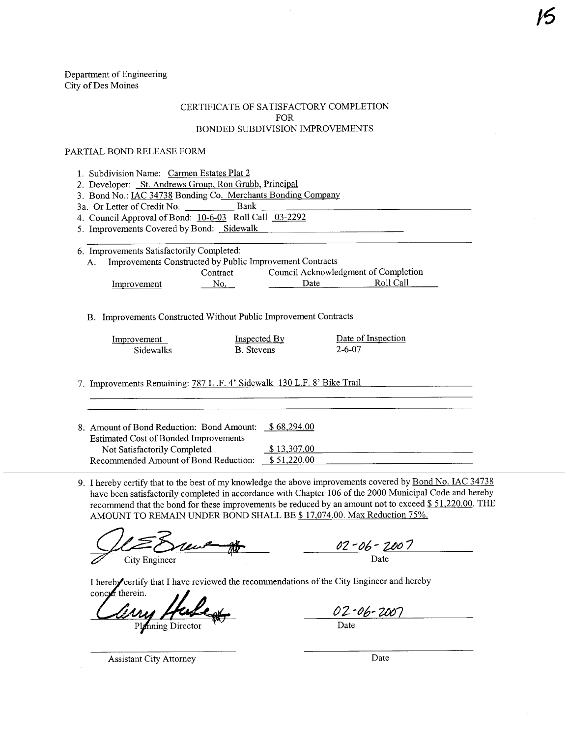Department of Engineering
City of Des Moines

CERTIFICATE OF SATISFACTORY COMPLETION
FOR
BONDED SUBDIVISION IMPROVEMENTS

PARTIAL BOND RELEASE FORM

1. Subdivision Name: Carmen Estates Plat 2
2. Developer: St. Andrews Group, Ron Grubb, Principal
3. Bond No.: IAC 34738 Bonding Co. Merchants Bonding Company

3a. Or Letter of Credit No. __________ Bank __________

4. Council Approval of Bond: 10-6-03 Roll Call 03-2292
5. Improvements Covered by Bond: Sidewalk
6. Improvements Satisfactorily Completed:

   A. Improvements Constructed by Public Improvement Contracts

| Improvement | Contract No. | Council Acknowledgment of Completion Date | Roll Call |
| --- | --- | --- | --- |

   B. Improvements Constructed Without Public Improvement Contracts

| Improvement | Inspected By | Date of Inspection |
| --- | --- | --- |
| Sidewalks | B. Stevens | 2-6-07 |

7. Improvements Remaining: 787 L .F. 4' Sidewalk 130 L.F. 8' Bike Trail

8. Amount of Bond Reduction: Bond Amount: $ 68,294.00

   Estimated Cost of Bonded Improvements Not Satisfactorily Completed $ 13,307.00

   Recommended Amount of Bond Reduction: $ 51,220.00

9. I hereby certify that to the best of my knowledge the above improvements covered by Bond No. IAC 34738 have been satisfactorily completed in accordance with Chapter 106 of the 2000 Municipal Code and hereby recommend that the bond for these improvements be reduced by an amount not to exceed $ 51,220.00. THE AMOUNT TO REMAIN UNDER BOND SHALL BE $ 17,074.00. Max Reduction 75%.

City Engineer — 02-06-2007 Date

I hereby certify that I have reviewed the recommendations of the City Engineer and hereby concur therein.

Planning Director — 02-06-2007 Date

Assistant City Attorney — Date